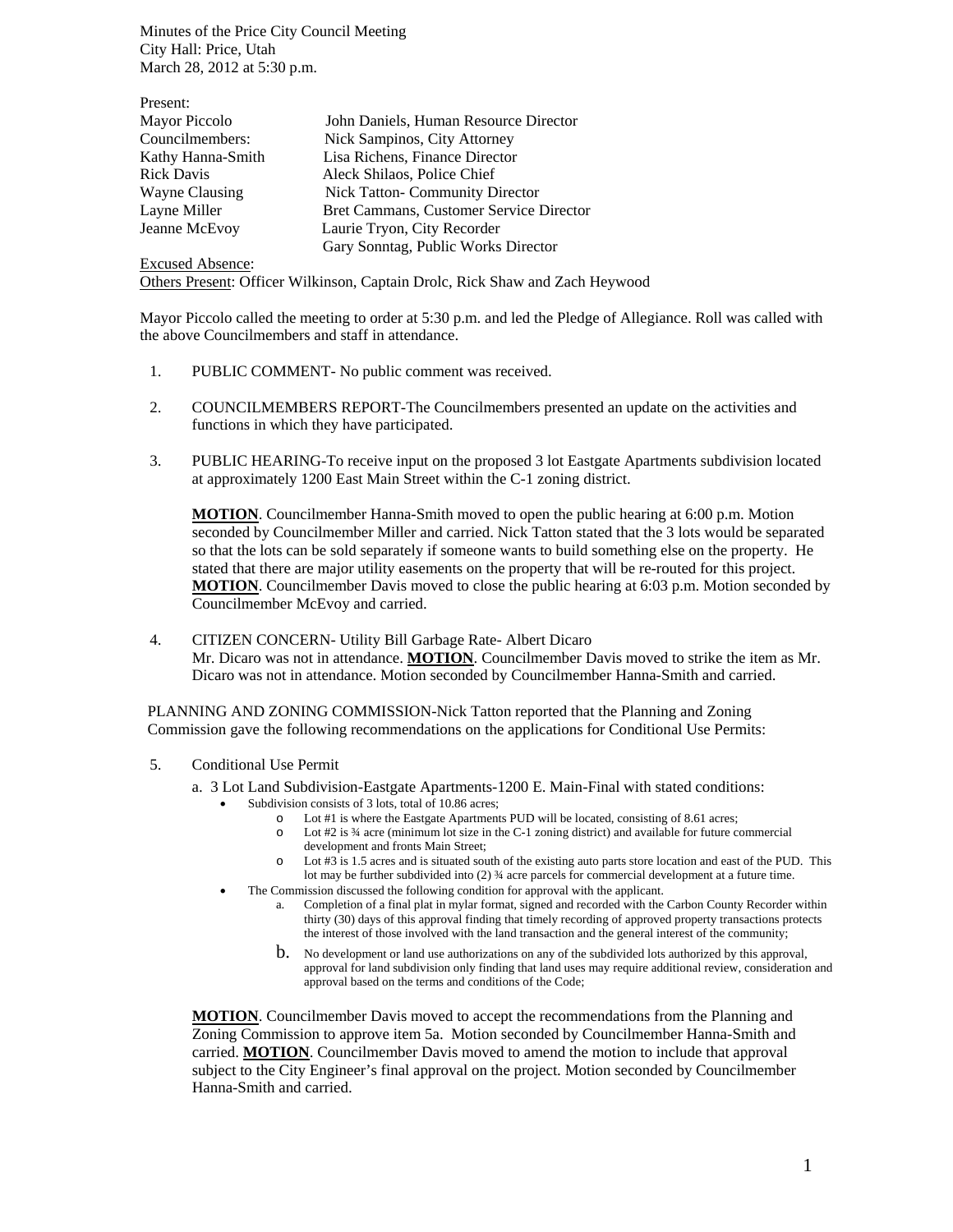Minutes of the Price City Council Meeting
City Hall: Price, Utah
March 28, 2012 at 5:30 p.m.

Present:

| | |
|---|---|
| Mayor Piccolo | John Daniels, Human Resource Director |
| Councilmembers: | Nick Sampinos, City Attorney |
| Kathy Hanna-Smith | Lisa Richens, Finance Director |
| Rick Davis | Aleck Shilaos, Police Chief |
| Wayne Clausing | Nick Tatton- Community Director |
| Layne Miller | Bret Cammans, Customer Service Director |
| Jeanne McEvoy | Laurie Tryon, City Recorder |
| | Gary Sonntag, Public Works Director |

Excused Absence:

Others Present: Officer Wilkinson, Captain Drolc, Rick Shaw and Zach Heywood

Mayor Piccolo called the meeting to order at 5:30 p.m. and led the Pledge of Allegiance. Roll was called with the above Councilmembers and staff in attendance.

1. PUBLIC COMMENT- No public comment was received.

2. COUNCILMEMBERS REPORT-The Councilmembers presented an update on the activities and functions in which they have participated.

3. PUBLIC HEARING-To receive input on the proposed 3 lot Eastgate Apartments subdivision located at approximately 1200 East Main Street within the C-1 zoning district.

   **MOTION**. Councilmember Hanna-Smith moved to open the public hearing at 6:00 p.m. Motion seconded by Councilmember Miller and carried. Nick Tatton stated that the 3 lots would be separated so that the lots can be sold separately if someone wants to build something else on the property. He stated that there are major utility easements on the property that will be re-routed for this project. **MOTION**. Councilmember Davis moved to close the public hearing at 6:03 p.m. Motion seconded by Councilmember McEvoy and carried.

4. CITIZEN CONCERN- Utility Bill Garbage Rate- Albert Dicaro
   Mr. Dicaro was not in attendance. **MOTION**. Councilmember Davis moved to strike the item as Mr. Dicaro was not in attendance. Motion seconded by Councilmember Hanna-Smith and carried.

PLANNING AND ZONING COMMISSION-Nick Tatton reported that the Planning and Zoning Commission gave the following recommendations on the applications for Conditional Use Permits:

5. Conditional Use Permit
   a. 3 Lot Land Subdivision-Eastgate Apartments-1200 E. Main-Final with stated conditions:
      - Subdivision consists of 3 lots, total of 10.86 acres;
        - Lot #1 is where the Eastgate Apartments PUD will be located, consisting of 8.61 acres;
        - Lot #2 is ¾ acre (minimum lot size in the C-1 zoning district) and available for future commercial development and fronts Main Street;
        - Lot #3 is 1.5 acres and is situated south of the existing auto parts store location and east of the PUD. This lot may be further subdivided into (2) ¾ acre parcels for commercial development at a future time.
      - The Commission discussed the following condition for approval with the applicant.
        a. Completion of a final plat in mylar format, signed and recorded with the Carbon County Recorder within thirty (30) days of this approval finding that timely recording of approved property transactions protects the interest of those involved with the land transaction and the general interest of the community;
        b. No development or land use authorizations on any of the subdivided lots authorized by this approval, approval for land subdivision only finding that land uses may require additional review, consideration and approval based on the terms and conditions of the Code;

   **MOTION**. Councilmember Davis moved to accept the recommendations from the Planning and Zoning Commission to approve item 5a. Motion seconded by Councilmember Hanna-Smith and carried. **MOTION**. Councilmember Davis moved to amend the motion to include that approval subject to the City Engineer's final approval on the project. Motion seconded by Councilmember Hanna-Smith and carried.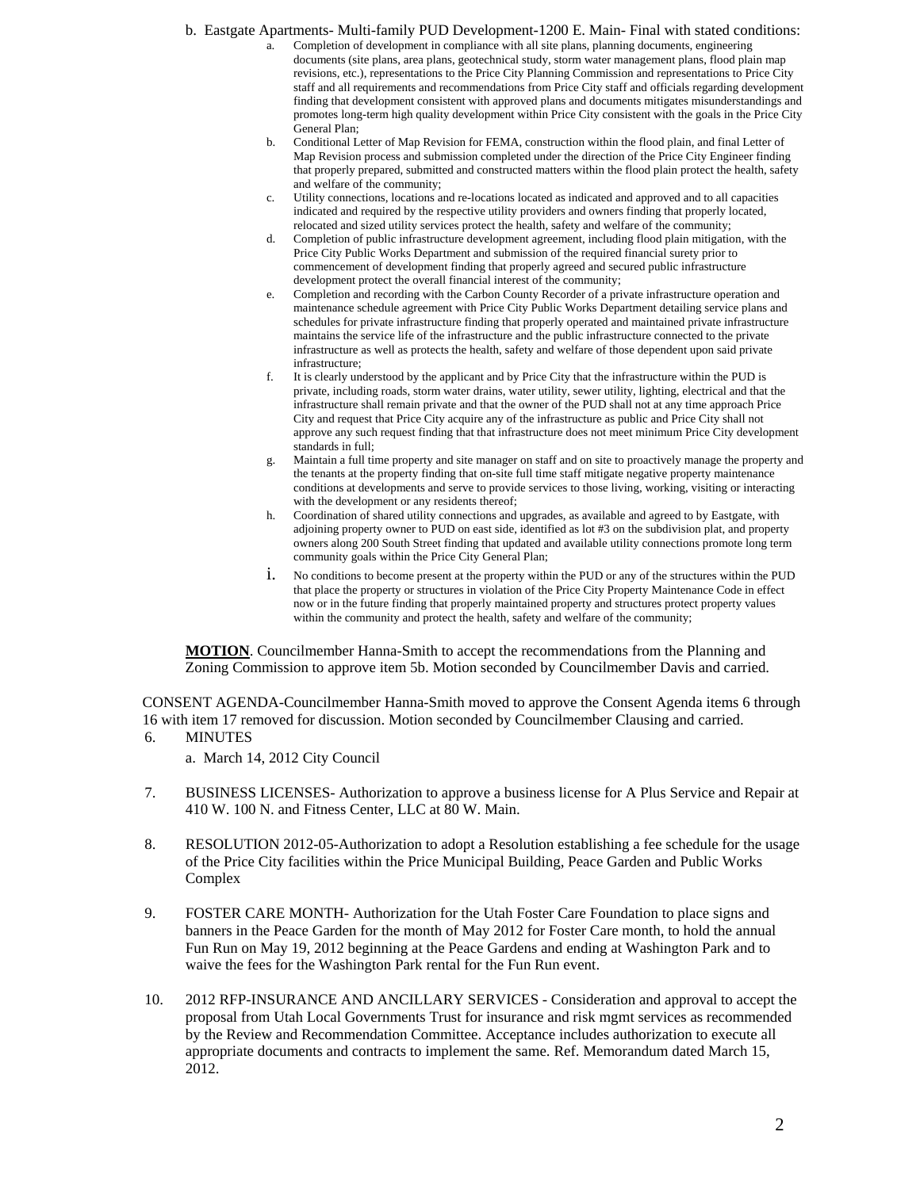b. Eastgate Apartments- Multi-family PUD Development-1200 E. Main- Final with stated conditions:

  a. Completion of development in compliance with all site plans, planning documents, engineering documents (site plans, area plans, geotechnical study, storm water management plans, flood plain map revisions, etc.), representations to the Price City Planning Commission and representations to Price City staff and all requirements and recommendations from Price City staff and officials regarding development finding that development consistent with approved plans and documents mitigates misunderstandings and promotes long-term high quality development within Price City consistent with the goals in the Price City General Plan;
  b. Conditional Letter of Map Revision for FEMA, construction within the flood plain, and final Letter of Map Revision process and submission completed under the direction of the Price City Engineer finding that properly prepared, submitted and constructed matters within the flood plain protect the health, safety and welfare of the community;
  c. Utility connections, locations and re-locations located as indicated and approved and to all capacities indicated and required by the respective utility providers and owners finding that properly located, relocated and sized utility services protect the health, safety and welfare of the community;
  d. Completion of public infrastructure development agreement, including flood plain mitigation, with the Price City Public Works Department and submission of the required financial surety prior to commencement of development finding that properly agreed and secured public infrastructure development protect the overall financial interest of the community;
  e. Completion and recording with the Carbon County Recorder of a private infrastructure operation and maintenance schedule agreement with Price City Public Works Department detailing service plans and schedules for private infrastructure finding that properly operated and maintained private infrastructure maintains the service life of the infrastructure and the public infrastructure connected to the private infrastructure as well as protects the health, safety and welfare of those dependent upon said private infrastructure;
  f. It is clearly understood by the applicant and by Price City that the infrastructure within the PUD is private, including roads, storm water drains, water utility, sewer utility, lighting, electrical and that the infrastructure shall remain private and that the owner of the PUD shall not at any time approach Price City and request that Price City acquire any of the infrastructure as public and Price City shall not approve any such request finding that that infrastructure does not meet minimum Price City development standards in full;
  g. Maintain a full time property and site manager on staff and on site to proactively manage the property and the tenants at the property finding that on-site full time staff mitigate negative property maintenance conditions at developments and serve to provide services to those living, working, visiting or interacting with the development or any residents thereof;
  h. Coordination of shared utility connections and upgrades, as available and agreed to by Eastgate, with adjoining property owner to PUD on east side, identified as lot #3 on the subdivision plat, and property owners along 200 South Street finding that updated and available utility connections promote long term community goals within the Price City General Plan;
  i. No conditions to become present at the property within the PUD or any of the structures within the PUD that place the property or structures in violation of the Price City Property Maintenance Code in effect now or in the future finding that properly maintained property and structures protect property values within the community and protect the health, safety and welfare of the community;

**MOTION**. Councilmember Hanna-Smith to accept the recommendations from the Planning and Zoning Commission to approve item 5b. Motion seconded by Councilmember Davis and carried.

CONSENT AGENDA-Councilmember Hanna-Smith moved to approve the Consent Agenda items 6 through 16 with item 17 removed for discussion. Motion seconded by Councilmember Clausing and carried.

6. MINUTES

   a. March 14, 2012 City Council

7. BUSINESS LICENSES- Authorization to approve a business license for A Plus Service and Repair at 410 W. 100 N. and Fitness Center, LLC at 80 W. Main.

8. RESOLUTION 2012-05-Authorization to adopt a Resolution establishing a fee schedule for the usage of the Price City facilities within the Price Municipal Building, Peace Garden and Public Works Complex

9. FOSTER CARE MONTH- Authorization for the Utah Foster Care Foundation to place signs and banners in the Peace Garden for the month of May 2012 for Foster Care month, to hold the annual Fun Run on May 19, 2012 beginning at the Peace Gardens and ending at Washington Park and to waive the fees for the Washington Park rental for the Fun Run event.

10. 2012 RFP-INSURANCE AND ANCILLARY SERVICES - Consideration and approval to accept the proposal from Utah Local Governments Trust for insurance and risk mgmt services as recommended by the Review and Recommendation Committee. Acceptance includes authorization to execute all appropriate documents and contracts to implement the same. Ref. Memorandum dated March 15, 2012.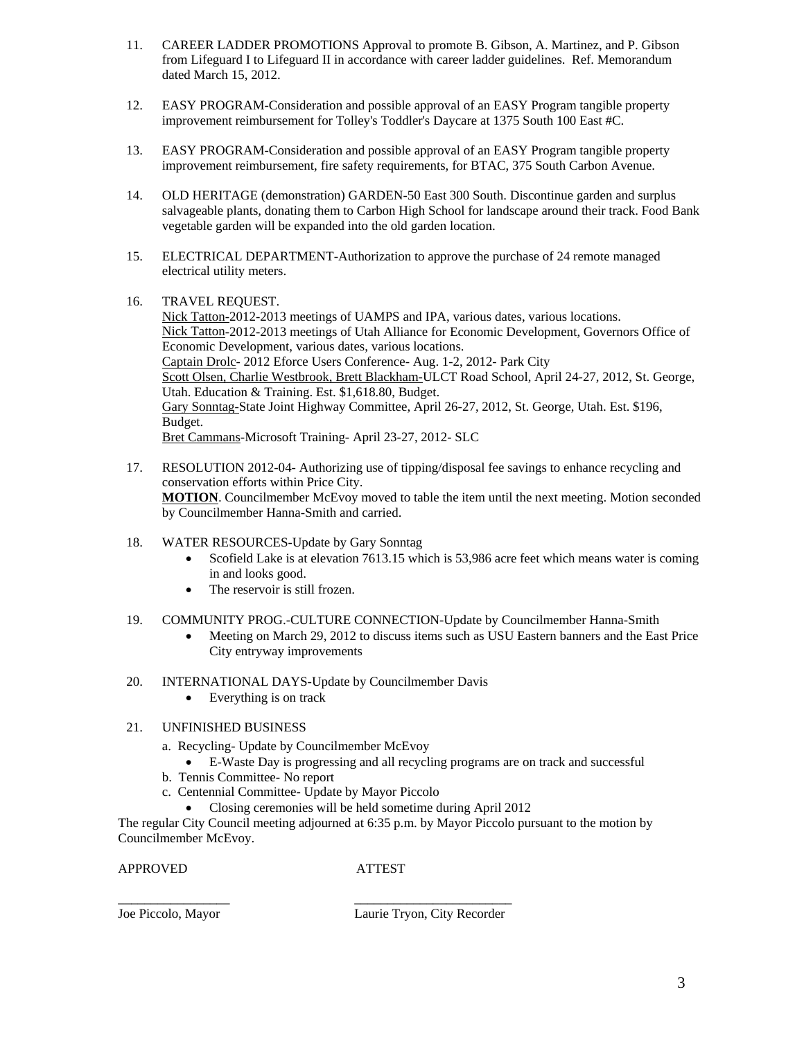11. CAREER LADDER PROMOTIONS Approval to promote B. Gibson, A. Martinez, and P. Gibson from Lifeguard I to Lifeguard II in accordance with career ladder guidelines. Ref. Memorandum dated March 15, 2012.

12. EASY PROGRAM-Consideration and possible approval of an EASY Program tangible property improvement reimbursement for Tolley's Toddler's Daycare at 1375 South 100 East #C.

13. EASY PROGRAM-Consideration and possible approval of an EASY Program tangible property improvement reimbursement, fire safety requirements, for BTAC, 375 South Carbon Avenue.

14. OLD HERITAGE (demonstration) GARDEN-50 East 300 South. Discontinue garden and surplus salvageable plants, donating them to Carbon High School for landscape around their track. Food Bank vegetable garden will be expanded into the old garden location.

15. ELECTRICAL DEPARTMENT-Authorization to approve the purchase of 24 remote managed electrical utility meters.

16. TRAVEL REQUEST.
    Nick Tatton-2012-2013 meetings of UAMPS and IPA, various dates, various locations.
    Nick Tatton-2012-2013 meetings of Utah Alliance for Economic Development, Governors Office of Economic Development, various dates, various locations.
    Captain Drolc- 2012 Eforce Users Conference- Aug. 1-2, 2012- Park City
    Scott Olsen, Charlie Westbrook, Brett Blackham-ULCT Road School, April 24-27, 2012, St. George, Utah. Education & Training. Est. $1,618.80, Budget.
    Gary Sonntag-State Joint Highway Committee, April 26-27, 2012, St. George, Utah. Est. $196, Budget.
    Bret Cammans-Microsoft Training- April 23-27, 2012- SLC

17. RESOLUTION 2012-04- Authorizing use of tipping/disposal fee savings to enhance recycling and conservation efforts within Price City.
    **MOTION**. Councilmember McEvoy moved to table the item until the next meeting. Motion seconded by Councilmember Hanna-Smith and carried.

18. WATER RESOURCES-Update by Gary Sonntag
    - Scofield Lake is at elevation 7613.15 which is 53,986 acre feet which means water is coming in and looks good.
    - The reservoir is still frozen.

19. COMMUNITY PROG.-CULTURE CONNECTION-Update by Councilmember Hanna-Smith
    - Meeting on March 29, 2012 to discuss items such as USU Eastern banners and the East Price City entryway improvements

20. INTERNATIONAL DAYS-Update by Councilmember Davis
    - Everything is on track

21. UNFINISHED BUSINESS
    a. Recycling- Update by Councilmember McEvoy
       - E-Waste Day is progressing and all recycling programs are on track and successful
    b. Tennis Committee- No report
    c. Centennial Committee- Update by Mayor Piccolo
       - Closing ceremonies will be held sometime during April 2012

The regular City Council meeting adjourned at 6:35 p.m. by Mayor Piccolo pursuant to the motion by Councilmember McEvoy.

APPROVED ATTEST

\_\_\_\_\_\_\_\_\_\_\_\_\_\_\_\_\_ \_\_\_\_\_\_\_\_\_\_\_\_\_\_\_\_\_\_\_\_\_\_\_\_

Joe Piccolo, Mayor Laurie Tryon, City Recorder